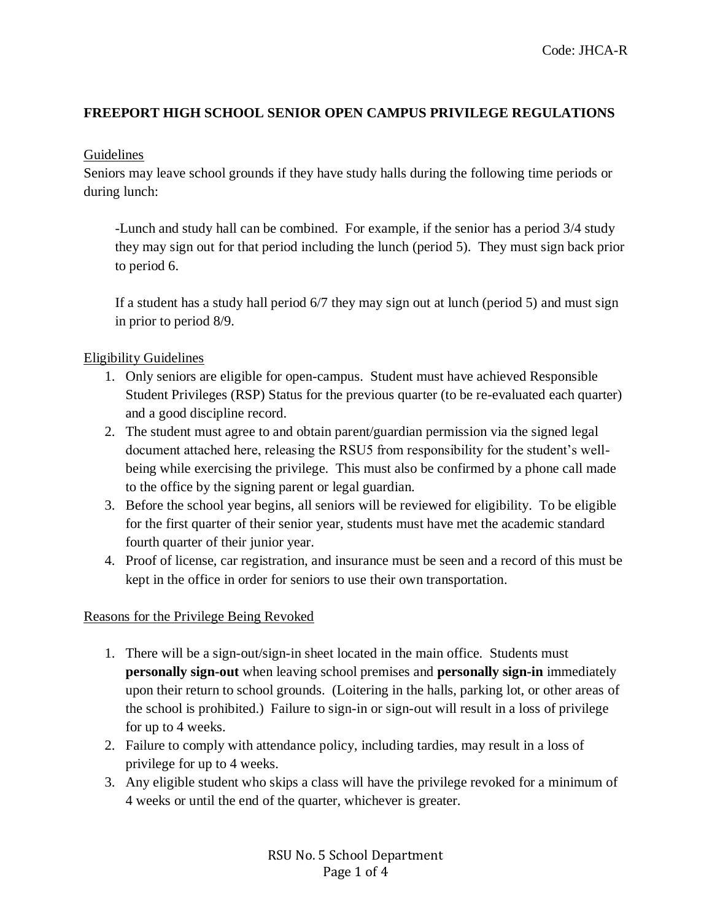Code: JHCA-R

# FREEPORT HIGH SCHOOL SENIOR OPEN CAMPUS PRIVILEGE REGULATIONS

## Guidelines

Seniors may leave school grounds if they have study halls during the following time periods or during lunch:

> -Lunch and study hall can be combined. For example, if the senior has a period 3/4 study they may sign out for that period including the lunch (period 5). They must sign back prior to period 6.
>
> If a student has a study hall period 6/7 they may sign out at lunch (period 5) and must sign in prior to period 8/9.

## Eligibility Guidelines

1. Only seniors are eligible for open-campus. Student must have achieved Responsible Student Privileges (RSP) Status for the previous quarter (to be re-evaluated each quarter) and a good discipline record.
2. The student must agree to and obtain parent/guardian permission via the signed legal document attached here, releasing the RSU5 from responsibility for the student's well-being while exercising the privilege. This must also be confirmed by a phone call made to the office by the signing parent or legal guardian.
3. Before the school year begins, all seniors will be reviewed for eligibility. To be eligible for the first quarter of their senior year, students must have met the academic standard fourth quarter of their junior year.
4. Proof of license, car registration, and insurance must be seen and a record of this must be kept in the office in order for seniors to use their own transportation.

## Reasons for the Privilege Being Revoked

1. There will be a sign-out/sign-in sheet located in the main office. Students must **personally sign-out** when leaving school premises and **personally sign-in** immediately upon their return to school grounds. (Loitering in the halls, parking lot, or other areas of the school is prohibited.) Failure to sign-in or sign-out will result in a loss of privilege for up to 4 weeks.
2. Failure to comply with attendance policy, including tardies, may result in a loss of privilege for up to 4 weeks.
3. Any eligible student who skips a class will have the privilege revoked for a minimum of 4 weeks or until the end of the quarter, whichever is greater.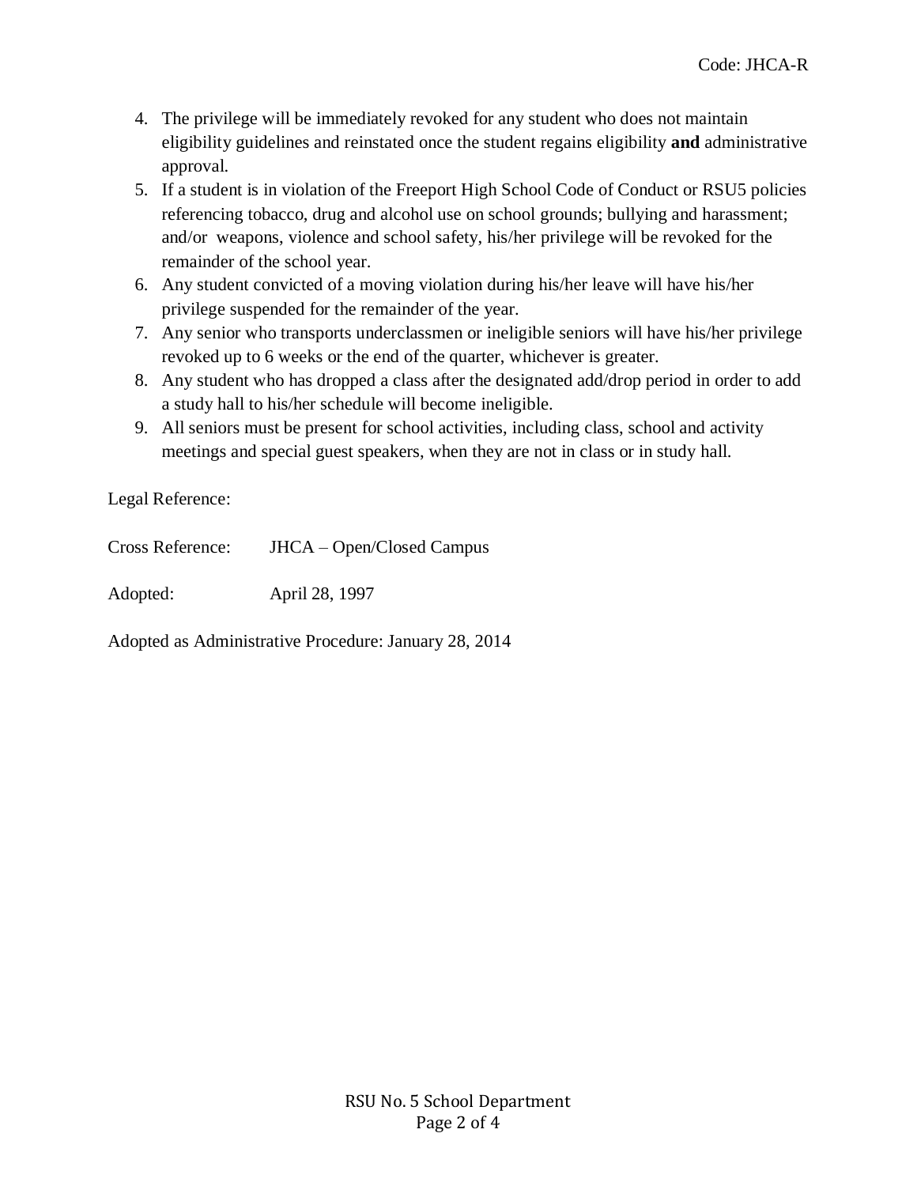4. The privilege will be immediately revoked for any student who does not maintain eligibility guidelines and reinstated once the student regains eligibility **and** administrative approval.
5. If a student is in violation of the Freeport High School Code of Conduct or RSU5 policies referencing tobacco, drug and alcohol use on school grounds; bullying and harassment; and/or weapons, violence and school safety, his/her privilege will be revoked for the remainder of the school year.
6. Any student convicted of a moving violation during his/her leave will have his/her privilege suspended for the remainder of the year.
7. Any senior who transports underclassmen or ineligible seniors will have his/her privilege revoked up to 6 weeks or the end of the quarter, whichever is greater.
8. Any student who has dropped a class after the designated add/drop period in order to add a study hall to his/her schedule will become ineligible.
9. All seniors must be present for school activities, including class, school and activity meetings and special guest speakers, when they are not in class or in study hall.

Legal Reference:

Cross Reference: JHCA – Open/Closed Campus

Adopted: April 28, 1997

Adopted as Administrative Procedure: January 28, 2014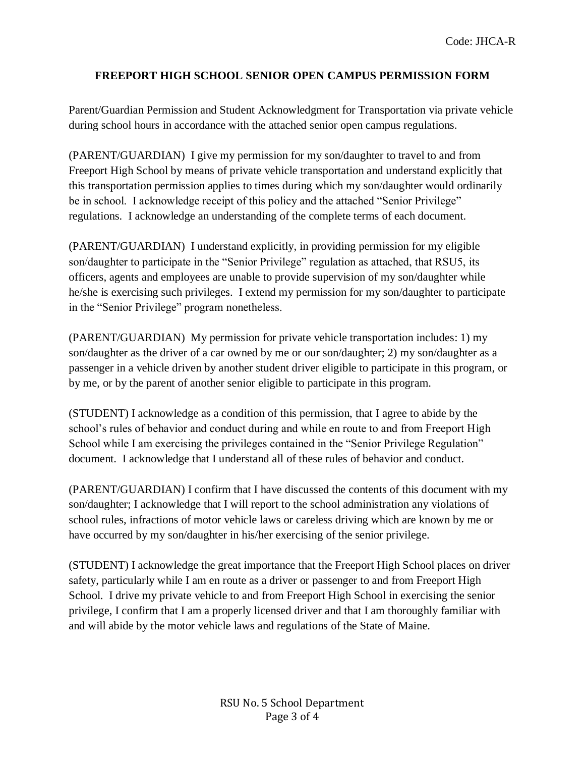Code: JHCA-R

# FREEPORT HIGH SCHOOL SENIOR OPEN CAMPUS PERMISSION FORM

Parent/Guardian Permission and Student Acknowledgment for Transportation via private vehicle during school hours in accordance with the attached senior open campus regulations.

(PARENT/GUARDIAN) I give my permission for my son/daughter to travel to and from Freeport High School by means of private vehicle transportation and understand explicitly that this transportation permission applies to times during which my son/daughter would ordinarily be in school. I acknowledge receipt of this policy and the attached "Senior Privilege" regulations. I acknowledge an understanding of the complete terms of each document.

(PARENT/GUARDIAN) I understand explicitly, in providing permission for my eligible son/daughter to participate in the "Senior Privilege" regulation as attached, that RSU5, its officers, agents and employees are unable to provide supervision of my son/daughter while he/she is exercising such privileges. I extend my permission for my son/daughter to participate in the "Senior Privilege" program nonetheless.

(PARENT/GUARDIAN) My permission for private vehicle transportation includes: 1) my son/daughter as the driver of a car owned by me or our son/daughter; 2) my son/daughter as a passenger in a vehicle driven by another student driver eligible to participate in this program, or by me, or by the parent of another senior eligible to participate in this program.

(STUDENT) I acknowledge as a condition of this permission, that I agree to abide by the school's rules of behavior and conduct during and while en route to and from Freeport High School while I am exercising the privileges contained in the "Senior Privilege Regulation" document. I acknowledge that I understand all of these rules of behavior and conduct.

(PARENT/GUARDIAN) I confirm that I have discussed the contents of this document with my son/daughter; I acknowledge that I will report to the school administration any violations of school rules, infractions of motor vehicle laws or careless driving which are known by me or have occurred by my son/daughter in his/her exercising of the senior privilege.

(STUDENT) I acknowledge the great importance that the Freeport High School places on driver safety, particularly while I am en route as a driver or passenger to and from Freeport High School. I drive my private vehicle to and from Freeport High School in exercising the senior privilege, I confirm that I am a properly licensed driver and that I am thoroughly familiar with and will abide by the motor vehicle laws and regulations of the State of Maine.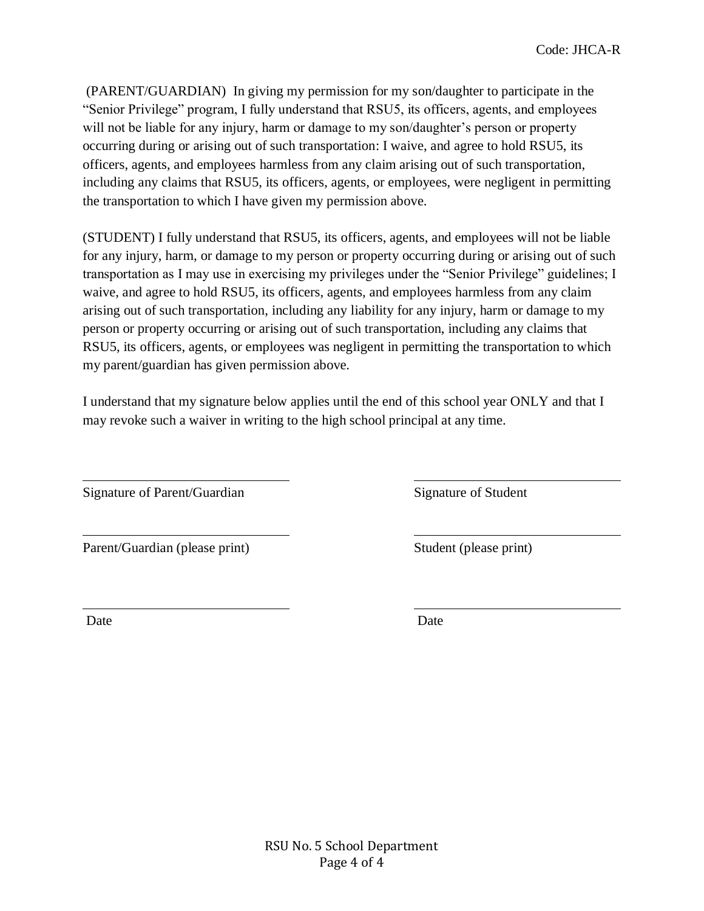(PARENT/GUARDIAN) In giving my permission for my son/daughter to participate in the "Senior Privilege" program, I fully understand that RSU5, its officers, agents, and employees will not be liable for any injury, harm or damage to my son/daughter's person or property occurring during or arising out of such transportation: I waive, and agree to hold RSU5, its officers, agents, and employees harmless from any claim arising out of such transportation, including any claims that RSU5, its officers, agents, or employees, were negligent in permitting the transportation to which I have given my permission above.

(STUDENT) I fully understand that RSU5, its officers, agents, and employees will not be liable for any injury, harm, or damage to my person or property occurring during or arising out of such transportation as I may use in exercising my privileges under the "Senior Privilege" guidelines; I waive, and agree to hold RSU5, its officers, agents, and employees harmless from any claim arising out of such transportation, including any liability for any injury, harm or damage to my person or property occurring or arising out of such transportation, including any claims that RSU5, its officers, agents, or employees was negligent in permitting the transportation to which my parent/guardian has given permission above.

I understand that my signature below applies until the end of this school year ONLY and that I may revoke such a waiver in writing to the high school principal at any time.

\_\_\_\_\_\_\_\_\_\_\_\_\_\_\_\_\_\_\_\_\_\_\_\_\_\_\_\_\_\_
Signature of Parent/Guardian

\_\_\_\_\_\_\_\_\_\_\_\_\_\_\_\_\_\_\_\_\_\_\_\_\_\_\_\_\_\_
Parent/Guardian (please print)

\_\_\_\_\_\_\_\_\_\_\_\_\_\_\_\_\_\_\_\_\_\_\_\_\_\_\_\_\_\_
Date

\_\_\_\_\_\_\_\_\_\_\_\_\_\_\_\_\_\_\_\_\_\_\_\_\_\_\_\_\_\_
Signature of Student

\_\_\_\_\_\_\_\_\_\_\_\_\_\_\_\_\_\_\_\_\_\_\_\_\_\_\_\_\_\_
Student (please print)

\_\_\_\_\_\_\_\_\_\_\_\_\_\_\_\_\_\_\_\_\_\_\_\_\_\_\_\_\_\_
Date